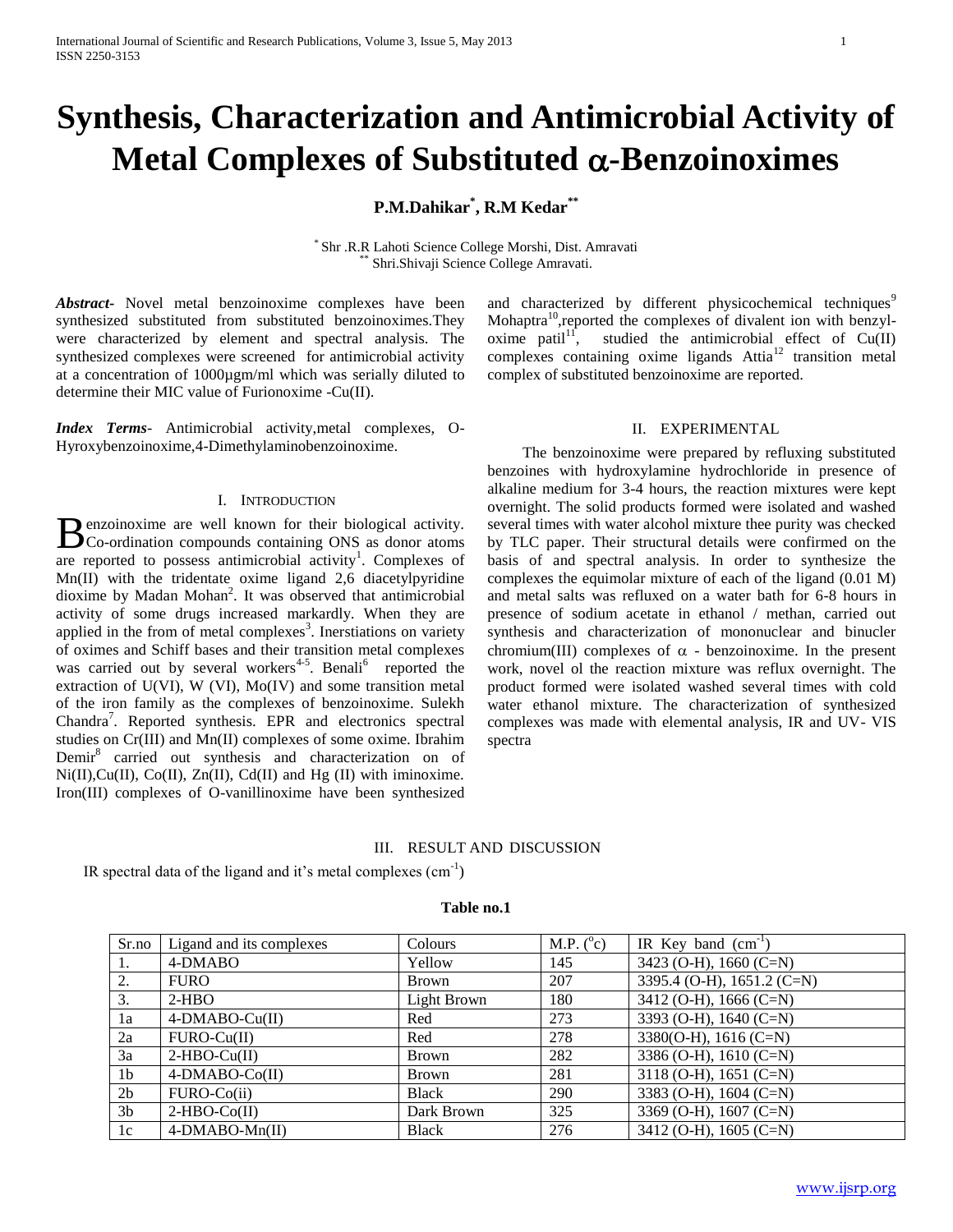# Synthesis, Characterization and Antimicrobial Activity of Metal Complexes of Substituted $\alpha$-Benzoinoximes

**P.M.Dahikar[*], R.M Kedar[**]**

[*] Shr .R.R Lahoti Science College Morshi, Dist. Amravati
[**] Shri.Shivaji Science College Amravati.

***Abstract***- Novel metal benzoinoxime complexes have been synthesized substituted from substituted benzoinoximes.They were characterized by element and spectral analysis. The synthesized complexes were screened for antimicrobial activity at a concentration of 1000µgm/ml which was serially diluted to determine their MIC value of Furionoxime -Cu(II).

***Index Terms***- Antimicrobial activity,metal complexes, O-Hyroxybenzoinoxime,4-Dimethylaminobenzoinoxime.

## I. Introduction

Benzoinoxime are well known for their biological activity. Co-ordination compounds containing ONS as donor atoms are reported to possess antimicrobial activity[1]. Complexes of Mn(II) with the tridentate oxime ligand 2,6 diacetylpyridine dioxime by Madan Mohan[2]. It was observed that antimicrobial activity of some drugs increased markardly. When they are applied in the from of metal complexes[3]. Inerstiations on variety of oximes and Schiff bases and their transition metal complexes was carried out by several workers[4-5]. Benali[6] reported the extraction of U(VI), W (VI), Mo(IV) and some transition metal of the iron family as the complexes of benzoinoxime. Sulekh Chandra[7]. Reported synthesis. EPR and electronics spectral studies on Cr(III) and Mn(II) complexes of some oxime. Ibrahim Demir[8] carried out synthesis and characterization on of Ni(II),Cu(II), Co(II), Zn(II), Cd(II) and Hg (II) with iminoxime. Iron(III) complexes of O-vanillinoxime have been synthesized and characterized by different physicochemical techniques[9] Mohaptra[10],reported the complexes of divalent ion with benzyl-oxime patil[11], studied the antimicrobial effect of Cu(II) complexes containing oxime ligands Attia[12] transition metal complex of substituted benzoinoxime are reported.

## II. Experimental

The benzoinoxime were prepared by refluxing substituted benzoines with hydroxylamine hydrochloride in presence of alkaline medium for 3-4 hours, the reaction mixtures were kept overnight. The solid products formed were isolated and washed several times with water alcohol mixture thee purity was checked by TLC paper. Their structural details were confirmed on the basis of and spectral analysis. In order to synthesize the complexes the equimolar mixture of each of the ligand (0.01 M) and metal salts was refluxed on a water bath for 6-8 hours in presence of sodium acetate in ethanol / methan, carried out synthesis and characterization of mononuclear and binucler chromium(III) complexes of $\alpha$ - benzoinoxime. In the present work, novel ol the reaction mixture was reflux overnight. The product formed were isolated washed several times with cold water ethanol mixture. The characterization of synthesized complexes was made with elemental analysis, IR and UV- VIS spectra

## III. Result and Discussion

IR spectral data of the ligand and it's metal complexes ($cm^{-1}$)

**Table no.1**

| Sr.no | Ligand and its complexes | Colours | M.P. ($^{o}$c) | IR Key band ($cm^{-1}$) |
|---|---|---|---|---|
| 1. | 4-DMABO | Yellow | 145 | 3423 (O-H), 1660 (C=N) |
| 2. | FURO | Brown | 207 | 3395.4 (O-H), 1651.2 (C=N) |
| 3. | 2-HBO | Light Brown | 180 | 3412 (O-H), 1666 (C=N) |
| 1a | 4-DMABO-Cu(II) | Red | 273 | 3393 (O-H), 1640 (C=N) |
| 2a | FURO-Cu(II) | Red | 278 | 3380(O-H), 1616 (C=N) |
| 3a | 2-HBO-Cu(II) | Brown | 282 | 3386 (O-H), 1610 (C=N) |
| 1b | 4-DMABO-Co(II) | Brown | 281 | 3118 (O-H), 1651 (C=N) |
| 2b | FURO-Co(ii) | Black | 290 | 3383 (O-H), 1604 (C=N) |
| 3b | 2-HBO-Co(II) | Dark Brown | 325 | 3369 (O-H), 1607 (C=N) |
| 1c | 4-DMABO-Mn(II) | Black | 276 | 3412 (O-H), 1605 (C=N) |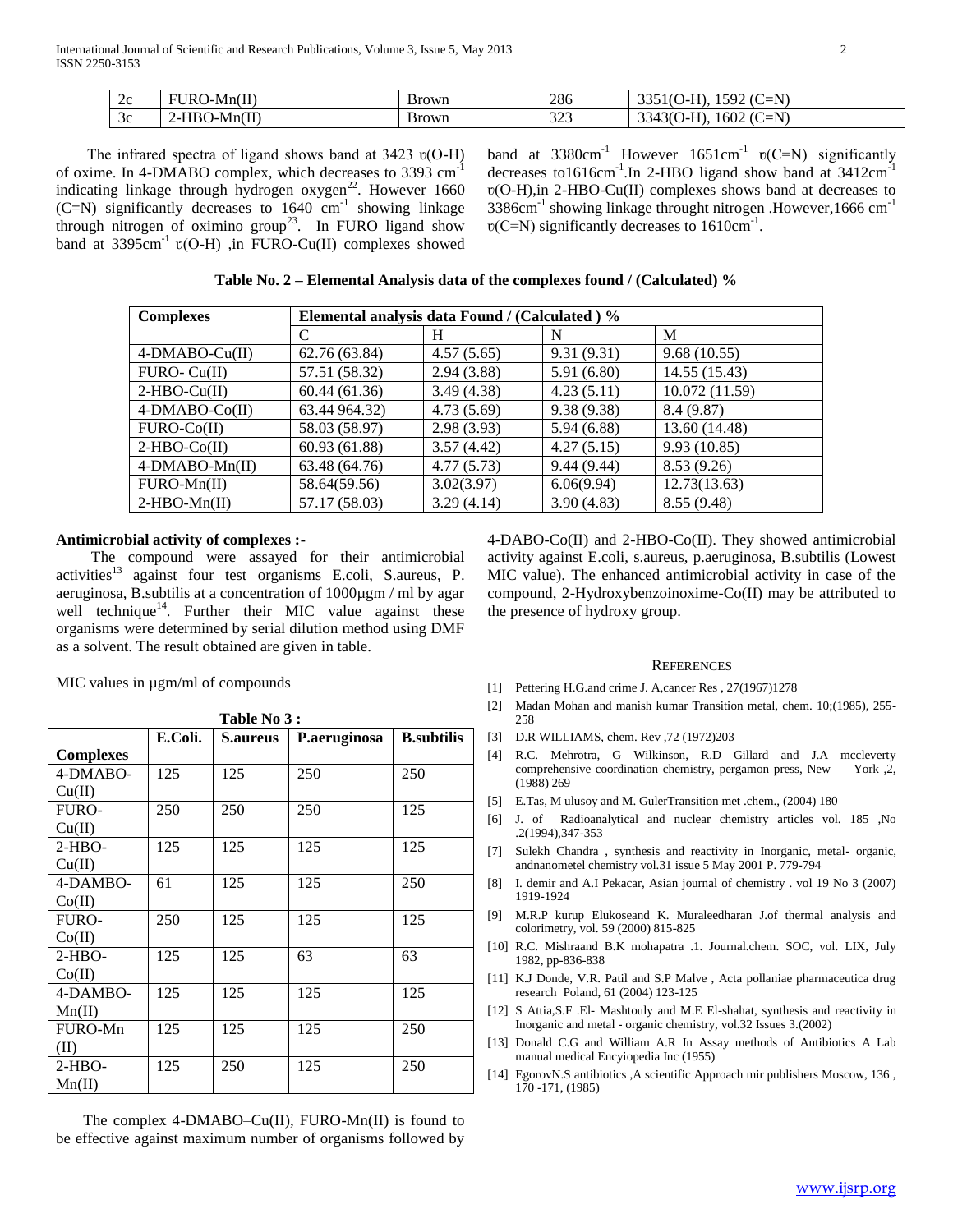| 2c | FURO-Mn(II) | Brown | 286 | 3351(O-H), 1592 (C=N) |
|---|---|---|---|---|
| 3c | 2-HBO-Mn(II) | Brown | 323 | 3343(O-H), 1602 (C=N) |

The infrared spectra of ligand shows band at 3423 υ(O-H) of oxime. In 4-DMABO complex, which decreases to 3393 $cm^{-1}$ indicating linkage through hydrogen oxygen[22]. However 1660 (C=N) significantly decreases to 1640 $cm^{-1}$ showing linkage through nitrogen of oximino group[23]. In FURO ligand show band at 3395$cm^{-1}$ υ(O-H) ,in FURO-Cu(II) complexes showed band at 3380$cm^{-1}$ However 1651$cm^{-1}$ υ(C=N) significantly decreases to1616$cm^{-1}$.In 2-HBO ligand show band at 3412$cm^{-1}$ υ(O-H),in 2-HBO-Cu(II) complexes shows band at decreases to 3386$cm^{-1}$ showing linkage throught nitrogen .However,1666 $cm^{-1}$ υ(C=N) significantly decreases to 1610$cm^{-1}$.

**Table No. 2 – Elemental Analysis data of the complexes found / (Calculated) %**

| Complexes | Elemental analysis data Found / (Calculated ) % | | | |
|---|---|---|---|---|
| | C | H | N | M |
| 4-DMABO-Cu(II) | 62.76 (63.84) | 4.57 (5.65) | 9.31 (9.31) | 9.68 (10.55) |
| FURO- Cu(II) | 57.51 (58.32) | 2.94 (3.88) | 5.91 (6.80) | 14.55 (15.43) |
| 2-HBO-Cu(II) | 60.44 (61.36) | 3.49 (4.38) | 4.23 (5.11) | 10.072 (11.59) |
| 4-DMABO-Co(II) | 63.44 964.32) | 4.73 (5.69) | 9.38 (9.38) | 8.4 (9.87) |
| FURO-Co(II) | 58.03 (58.97) | 2.98 (3.93) | 5.94 (6.88) | 13.60 (14.48) |
| 2-HBO-Co(II) | 60.93 (61.88) | 3.57 (4.42) | 4.27 (5.15) | 9.93 (10.85) |
| 4-DMABO-Mn(II) | 63.48 (64.76) | 4.77 (5.73) | 9.44 (9.44) | 8.53 (9.26) |
| FURO-Mn(II) | 58.64(59.56) | 3.02(3.97) | 6.06(9.94) | 12.73(13.63) |
| 2-HBO-Mn(II) | 57.17 (58.03) | 3.29 (4.14) | 3.90 (4.83) | 8.55 (9.48) |

**Antimicrobial activity of complexes :-**

The compound were assayed for their antimicrobial activities[13] against four test organisms E.coli, S.aureus, P. aeruginosa, B.subtilis at a concentration of 1000µgm / ml by agar well technique[14]. Further their MIC value against these organisms were determined by serial dilution method using DMF as a solvent. The result obtained are given in table.

MIC values in µgm/ml of compounds

**Table No 3 :**

| Complexes | E.Coli. | S.aureus | P.aeruginosa | B.subtilis |
|---|---|---|---|---|
| 4-DMABO-Cu(II) | 125 | 125 | 250 | 250 |
| FURO-Cu(II) | 250 | 250 | 250 | 125 |
| 2-HBO-Cu(II) | 125 | 125 | 125 | 125 |
| 4-DAMBO-Co(II) | 61 | 125 | 125 | 250 |
| FURO-Co(II) | 250 | 125 | 125 | 125 |
| 2-HBO-Co(II) | 125 | 125 | 63 | 63 |
| 4-DAMBO-Mn(II) | 125 | 125 | 125 | 125 |
| FURO-Mn (II) | 125 | 125 | 125 | 250 |
| 2-HBO-Mn(II) | 125 | 250 | 125 | 250 |

The complex 4-DMABO–Cu(II), FURO-Mn(II) is found to be effective against maximum number of organisms followed by 4-DABO-Co(II) and 2-HBO-Co(II). They showed antimicrobial activity against E.coli, s.aureus, p.aeruginosa, B.subtilis (Lowest MIC value). The enhanced antimicrobial activity in case of the compound, 2-Hydroxybenzoinoxime-Co(II) may be attributed to the presence of hydroxy group.

## REFERENCES

[1] Pettering H.G.and crime J. A,cancer Res , 27(1967)1278

[2] Madan Mohan and manish kumar Transition metal, chem. 10;(1985), 255-258

[3] D.R WILLIAMS, chem. Rev ,72 (1972)203

[4] R.C. Mehrotra, G Wilkinson, R.D Gillard and J.A mccleverty comprehensive coordination chemistry, pergamon press, New York ,2, (1988) 269

[5] E.Tas, M ulusoy and M. GulerTransition met .chem., (2004) 180

[6] J. of Radioanalytical and nuclear chemistry articles vol. 185 ,No .2(1994),347-353

[7] Sulekh Chandra , synthesis and reactivity in Inorganic, metal- organic, andnanometel chemistry vol.31 issue 5 May 2001 P. 779-794

[8] I. demir and A.I Pekacar, Asian journal of chemistry . vol 19 No 3 (2007) 1919-1924

[9] M.R.P kurup Elukoseand K. Muraleedharan J.of thermal analysis and colorimetry, vol. 59 (2000) 815-825

[10] R.C. Mishraand B.K mohapatra .1. Journal.chem. SOC, vol. LIX, July 1982, pp-836-838

[11] K.J Donde, V.R. Patil and S.P Malve , Acta pollaniae pharmaceutica drug research Poland, 61 (2004) 123-125

[12] S Attia,S.F .El- Mashtouly and M.E El-shahat, synthesis and reactivity in Inorganic and metal - organic chemistry, vol.32 Issues 3.(2002)

[13] Donald C.G and William A.R In Assay methods of Antibiotics A Lab manual medical Encyiopedia Inc (1955)

[14] EgorovN.S antibiotics ,A scientific Approach mir publishers Moscow, 136 , 170 -171, (1985)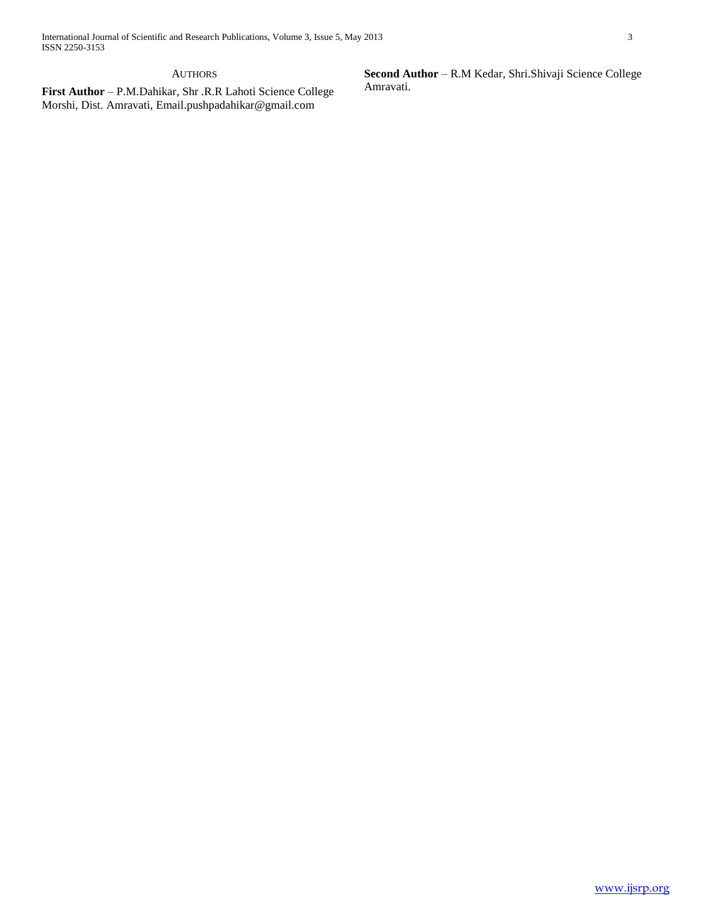AUTHORS

**First Author** – P.M.Dahikar, Shr .R.R Lahoti Science College Morshi, Dist. Amravati, Email.pushpadahikar@gmail.com

**Second Author** – R.M Kedar, Shri.Shivaji Science College Amravati.